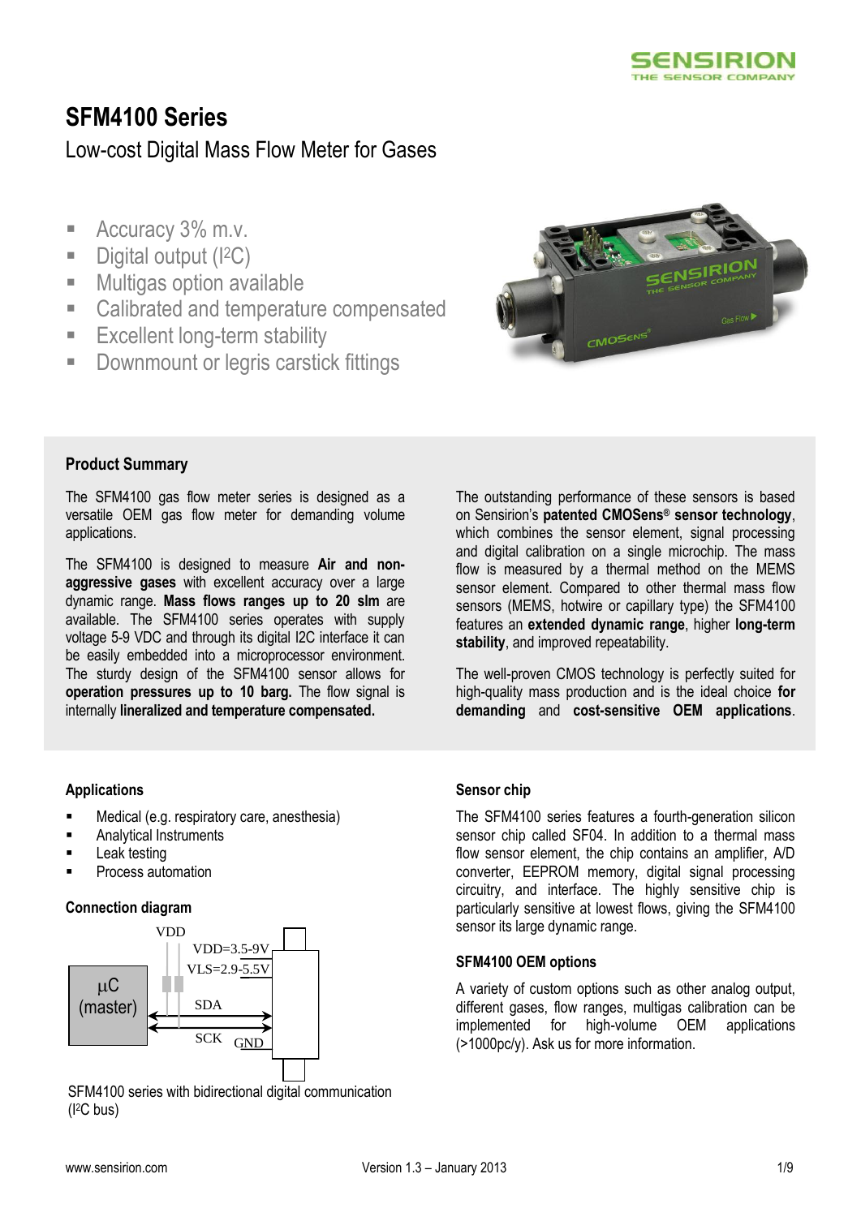# SFM4100 Series

Low-cost Digital Mass Flow Meter for Gases

- Accuracy 3% m.v.
- Digital output (I²C)
- Multigas option available
- Calibrated and temperature compensated
- Excellent long-term stability
- Downmount or legris carstick fittings

## Product Summary

The SFM4100 gas flow meter series is designed as a versatile OEM gas flow meter for demanding volume applications.

The SFM4100 is designed to measure **Air and non-aggressive gases** with excellent accuracy over a large dynamic range. **Mass flows ranges up to 20 slm** are available. The SFM4100 series operates with supply voltage 5-9 VDC and through its digital I2C interface it can be easily embedded into a microprocessor environment. The sturdy design of the SFM4100 sensor allows for **operation pressures up to 10 barg.** The flow signal is internally **lineralized and temperature compensated.**

The outstanding performance of these sensors is based on Sensirion's **patented CMOSens® sensor technology**, which combines the sensor element, signal processing and digital calibration on a single microchip. The mass flow is measured by a thermal method on the MEMS sensor element. Compared to other thermal mass flow sensors (MEMS, hotwire or capillary type) the SFM4100 features an **extended dynamic range**, higher **long-term stability**, and improved repeatability.

The well-proven CMOS technology is perfectly suited for high-quality mass production and is the ideal choice **for demanding** and **cost-sensitive OEM applications**.

### Applications

- Medical (e.g. respiratory care, anesthesia)
- Analytical Instruments
- Leak testing
- Process automation

### Connection diagram

VDD

VDD=3.5-9V

VLS=2.9-5.5V

μC (master)

SDA

SCK

GND

SFM4100 series with bidirectional digital communication (I²C bus)

### Sensor chip

The SFM4100 series features a fourth-generation silicon sensor chip called SF04. In addition to a thermal mass flow sensor element, the chip contains an amplifier, A/D converter, EEPROM memory, digital signal processing circuitry, and interface. The highly sensitive chip is particularly sensitive at lowest flows, giving the SFM4100 sensor its large dynamic range.

### SFM4100 OEM options

A variety of custom options such as other analog output, different gases, flow ranges, multigas calibration can be implemented for high-volume OEM applications (>1000pc/y). Ask us for more information.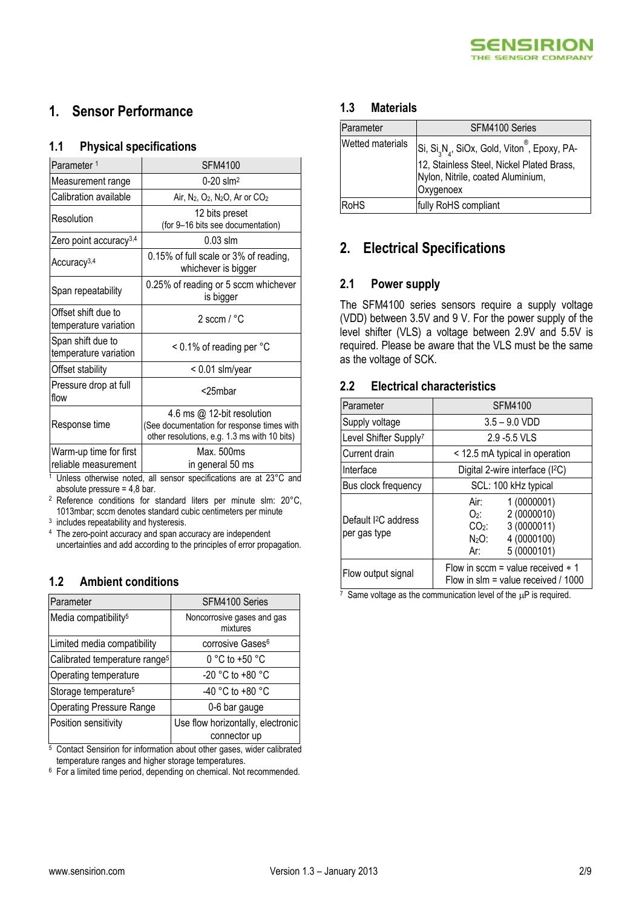# 1. Sensor Performance

## 1.1 Physical specifications

| Parameter [1] | SFM4100 |
|---|---|
| Measurement range | 0-20 slm[2] |
| Calibration available | Air, $N_2$, $O_2$, $N_2O$, Ar or $CO_2$ |
| Resolution | 12 bits preset (for 9–16 bits see documentation) |
| Zero point accuracy[3,4] | 0.03 slm |
| Accuracy[3,4] | 0.15% of full scale or 3% of reading, whichever is bigger |
| Span repeatability | 0.25% of reading or 5 sccm whichever is bigger |
| Offset shift due to temperature variation | 2 sccm / °C |
| Span shift due to temperature variation | < 0.1% of reading per °C |
| Offset stability | < 0.01 slm/year |
| Pressure drop at full flow | <25mbar |
| Response time | 4.6 ms @ 12-bit resolution (See documentation for response times with other resolutions, e.g. 1.3 ms with 10 bits) |
| Warm-up time for first reliable measurement | Max. 500ms in general 50 ms |

[1] Unless otherwise noted, all sensor specifications are at 23°C and absolute pressure = 4,8 bar.

[2] Reference conditions for standard liters per minute slm: 20°C, 1013mbar; sccm denotes standard cubic centimeters per minute

[3] includes repeatability and hysteresis.

[4] The zero-point accuracy and span accuracy are independent uncertainties and add according to the principles of error propagation.

## 1.2 Ambient conditions

| Parameter | SFM4100 Series |
|---|---|
| Media compatibility[5] | Noncorrosive gases and gas mixtures |
| Limited media compatibility | corrosive Gases[6] |
| Calibrated temperature range[5] | 0 °C to +50 °C |
| Operating temperature | -20 °C to +80 °C |
| Storage temperature[5] | -40 °C to +80 °C |
| Operating Pressure Range | 0-6 bar gauge |
| Position sensitivity | Use flow horizontally, electronic connector up |

[5] Contact Sensirion for information about other gases, wider calibrated temperature ranges and higher storage temperatures.

[6] For a limited time period, depending on chemical. Not recommended.

## 1.3 Materials

| Parameter | SFM4100 Series |
|---|---|
| Wetted materials | Si, $Si_3N_4$, SiOx, Gold, Viton®, Epoxy, PA-12, Stainless Steel, Nickel Plated Brass, Nylon, Nitrile, coated Aluminium, Oxygenoex |
| RoHS | fully RoHS compliant |

# 2. Electrical Specifications

## 2.1 Power supply

The SFM4100 series sensors require a supply voltage (VDD) between 3.5V and 9 V. For the power supply of the level shifter (VLS) a voltage between 2.9V and 5.5V is required. Please be aware that the VLS must be the same as the voltage of SCK.

## 2.2 Electrical characteristics

| Parameter | SFM4100 |
|---|---|
| Supply voltage | 3.5 – 9.0 VDD |
| Level Shifter Supply[7] | 2.9 -5.5 VLS |
| Current drain | < 12.5 mA typical in operation |
| Interface | Digital 2-wire interface ($I^2C$) |
| Bus clock frequency | SCL: 100 kHz typical |
| Default $I^2C$ address per gas type | Air: 1 (0000001)<br>$O_2$: 2 (0000010)<br>$CO_2$: 3 (0000011)<br>$N_2O$: 4 (0000100)<br>Ar: 5 (0000101) |
| Flow output signal | Flow in sccm = value received ∗ 1<br>Flow in slm = value received / 1000 |

[7] Same voltage as the communication level of the μP is required.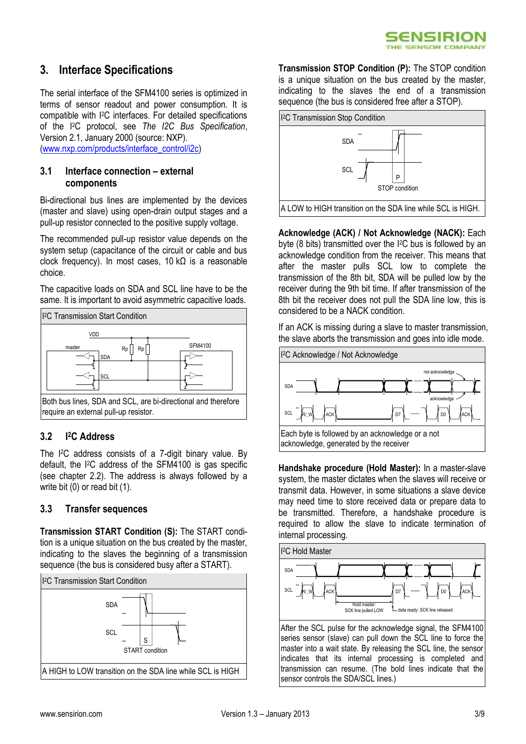## 3. Interface Specifications

The serial interface of the SFM4100 series is optimized in terms of sensor readout and power consumption. It is compatible with I²C interfaces. For detailed specifications of the I²C protocol, see *The I2C Bus Specification*, Version 2.1, January 2000 (source: NXP). (www.nxp.com/products/interface_control/i2c)

### 3.1 Interface connection – external components

Bi-directional bus lines are implemented by the devices (master and slave) using open-drain output stages and a pull-up resistor connected to the positive supply voltage.

The recommended pull-up resistor value depends on the system setup (capacitance of the circuit or cable and bus clock frequency). In most cases, 10 kΩ is a reasonable choice.

The capacitive loads on SDA and SCL line have to be the same. It is important to avoid asymmetric capacitive loads.

I²C Transmission Start Condition

Both bus lines, SDA and SCL, are bi-directional and therefore require an external pull-up resistor.

### 3.2 I²C Address

The I²C address consists of a 7-digit binary value. By default, the I²C address of the SFM4100 is gas specific (see chapter 2.2). The address is always followed by a write bit (0) or read bit (1).

### 3.3 Transfer sequences

**Transmission START Condition (S):** The START condition is a unique situation on the bus created by the master, indicating to the slaves the beginning of a transmission sequence (the bus is considered busy after a START).

I²C Transmission Start Condition

A HIGH to LOW transition on the SDA line while SCL is HIGH

**Transmission STOP Condition (P):** The STOP condition is a unique situation on the bus created by the master, indicating to the slaves the end of a transmission sequence (the bus is considered free after a STOP).

I²C Transmission Stop Condition

A LOW to HIGH transition on the SDA line while SCL is HIGH.

**Acknowledge (ACK) / Not Acknowledge (NACK):** Each byte (8 bits) transmitted over the I²C bus is followed by an acknowledge condition from the receiver. This means that after the master pulls SCL low to complete the transmission of the 8th bit, SDA will be pulled low by the receiver during the 9th bit time. If after transmission of the 8th bit the receiver does not pull the SDA line low, this is considered to be a NACK condition.

If an ACK is missing during a slave to master transmission, the slave aborts the transmission and goes into idle mode.

I²C Acknowledge / Not Acknowledge

Each byte is followed by an acknowledge or a not acknowledge, generated by the receiver

**Handshake procedure (Hold Master):** In a master-slave system, the master dictates when the slaves will receive or transmit data. However, in some situations a slave device may need time to store received data or prepare data to be transmitted. Therefore, a handshake procedure is required to allow the slave to indicate termination of internal processing.

I²C Hold Master

After the SCL pulse for the acknowledge signal, the SFM4100 series sensor (slave) can pull down the SCL line to force the master into a wait state. By releasing the SCL line, the sensor indicates that its internal processing is completed and transmission can resume. (The bold lines indicate that the sensor controls the SDA/SCL lines.)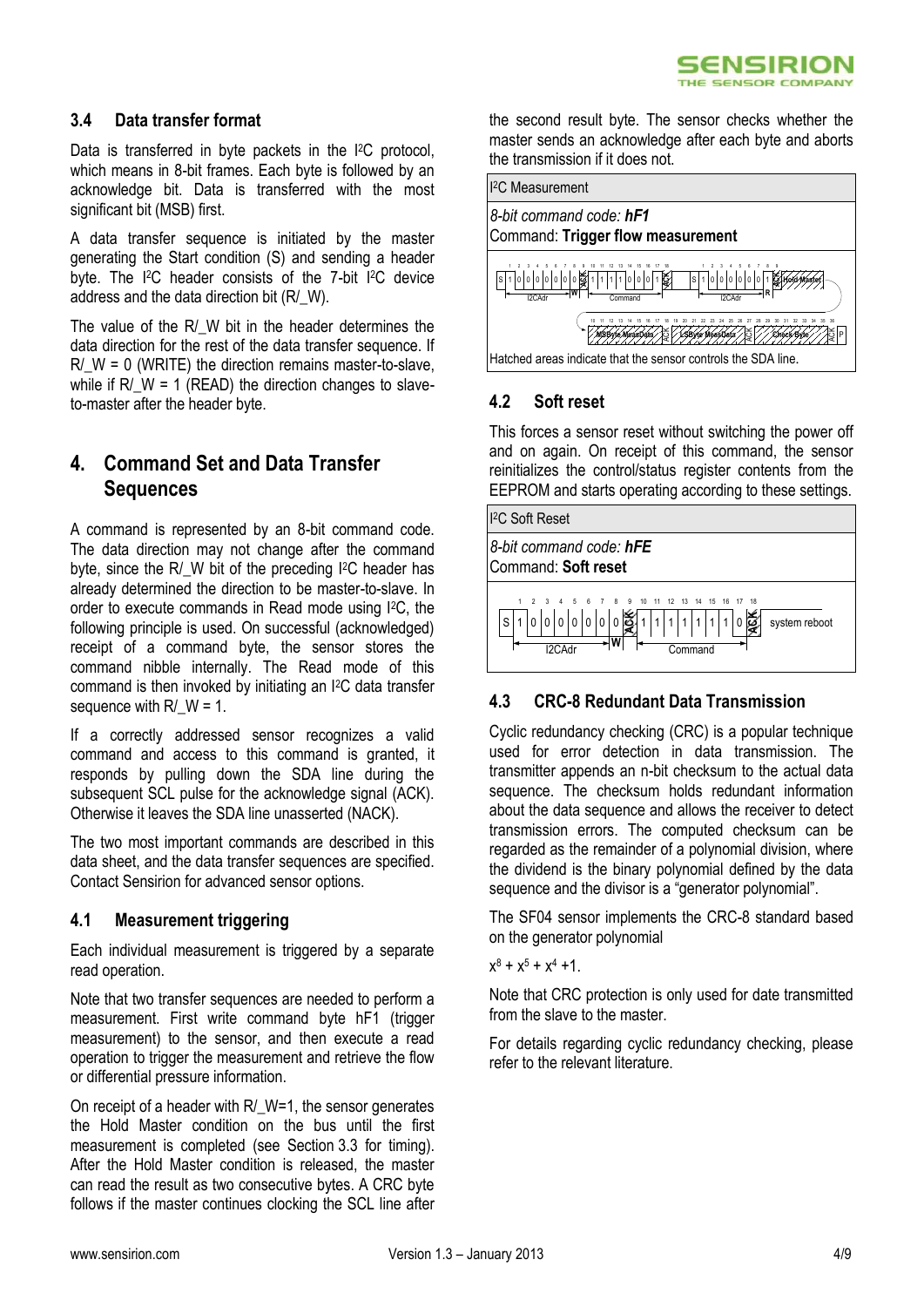### 3.4 Data transfer format

Data is transferred in byte packets in the I2C protocol, which means in 8-bit frames. Each byte is followed by an acknowledge bit. Data is transferred with the most significant bit (MSB) first.

A data transfer sequence is initiated by the master generating the Start condition (S) and sending a header byte. The I2C header consists of the 7-bit I2C device address and the data direction bit (R/_W).

The value of the R/_W bit in the header determines the data direction for the rest of the data transfer sequence. If R/_W = 0 (WRITE) the direction remains master-to-slave, while if R/_W = 1 (READ) the direction changes to slave-to-master after the header byte.

## 4. Command Set and Data Transfer Sequences

A command is represented by an 8-bit command code. The data direction may not change after the command byte, since the R/_W bit of the preceding I2C header has already determined the direction to be master-to-slave. In order to execute commands in Read mode using I2C, the following principle is used. On successful (acknowledged) receipt of a command byte, the sensor stores the command nibble internally. The Read mode of this command is then invoked by initiating an I2C data transfer sequence with R/_W = 1.

If a correctly addressed sensor recognizes a valid command and access to this command is granted, it responds by pulling down the SDA line during the subsequent SCL pulse for the acknowledge signal (ACK). Otherwise it leaves the SDA line unasserted (NACK).

The two most important commands are described in this data sheet, and the data transfer sequences are specified. Contact Sensirion for advanced sensor options.

### 4.1 Measurement triggering

Each individual measurement is triggered by a separate read operation.

Note that two transfer sequences are needed to perform a measurement. First write command byte hF1 (trigger measurement) to the sensor, and then execute a read operation to trigger the measurement and retrieve the flow or differential pressure information.

On receipt of a header with R/_W=1, the sensor generates the Hold Master condition on the bus until the first measurement is completed (see Section 3.3 for timing). After the Hold Master condition is released, the master can read the result as two consecutive bytes. A CRC byte follows if the master continues clocking the SCL line after the second result byte. The sensor checks whether the master sends an acknowledge after each byte and aborts the transmission if it does not.

| I2C Measurement |
|---|
| *8-bit command code: **hF1***<br>Command: **Trigger flow measurement** |
| S 1 0 0 0 0 0 0 0 (I2CAdr, W) ACK 1 1 1 1 0 0 0 1 (Command) ACK — S 1 0 0 0 0 0 0 1 (I2CAdr, R) ACK Hold Master — MSByte MeasData ACK LSByte MeasData ACK Check Byte ACK P |
| Hatched areas indicate that the sensor controls the SDA line. |

### 4.2 Soft reset

This forces a sensor reset without switching the power off and on again. On receipt of this command, the sensor reinitializes the control/status register contents from the EEPROM and starts operating according to these settings.

| I2C Soft Reset |
|---|
| *8-bit command code: **hFE***<br>Command: **Soft reset** |
| S 1 0 0 0 0 0 0 0 (I2CAdr, W) ACK 1 1 1 1 1 1 1 0 (Command) ACK system reboot |

### 4.3 CRC-8 Redundant Data Transmission

Cyclic redundancy checking (CRC) is a popular technique used for error detection in data transmission. The transmitter appends an n-bit checksum to the actual data sequence. The checksum holds redundant information about the data sequence and allows the receiver to detect transmission errors. The computed checksum can be regarded as the remainder of a polynomial division, where the dividend is the binary polynomial defined by the data sequence and the divisor is a "generator polynomial".

The SF04 sensor implements the CRC-8 standard based on the generator polynomial

$x^8 + x^5 + x^4 + 1$.

Note that CRC protection is only used for date transmitted from the slave to the master.

For details regarding cyclic redundancy checking, please refer to the relevant literature.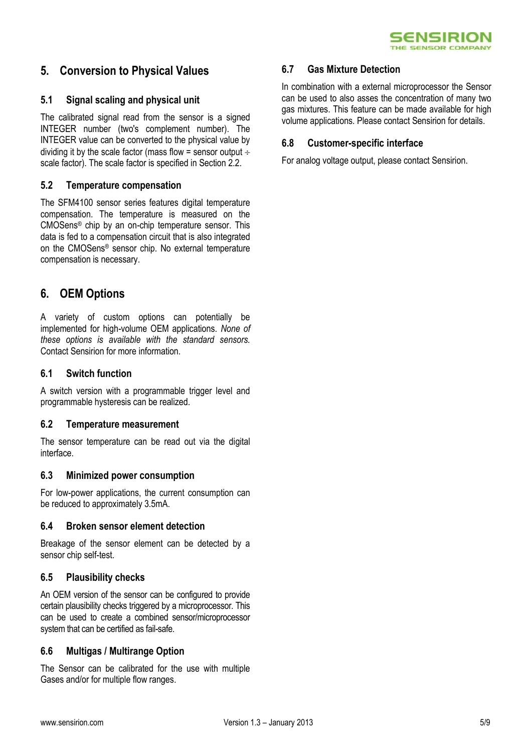## 5. Conversion to Physical Values

### 5.1 Signal scaling and physical unit

The calibrated signal read from the sensor is a signed INTEGER number (two's complement number). The INTEGER value can be converted to the physical value by dividing it by the scale factor (mass flow = sensor output ÷ scale factor). The scale factor is specified in Section 2.2.

### 5.2 Temperature compensation

The SFM4100 sensor series features digital temperature compensation. The temperature is measured on the CMOSens® chip by an on-chip temperature sensor. This data is fed to a compensation circuit that is also integrated on the CMOSens® sensor chip. No external temperature compensation is necessary.

## 6. OEM Options

A variety of custom options can potentially be implemented for high-volume OEM applications. *None of these options is available with the standard sensors.* Contact Sensirion for more information.

### 6.1 Switch function

A switch version with a programmable trigger level and programmable hysteresis can be realized.

### 6.2 Temperature measurement

The sensor temperature can be read out via the digital interface.

### 6.3 Minimized power consumption

For low-power applications, the current consumption can be reduced to approximately 3.5mA.

### 6.4 Broken sensor element detection

Breakage of the sensor element can be detected by a sensor chip self-test.

### 6.5 Plausibility checks

An OEM version of the sensor can be configured to provide certain plausibility checks triggered by a microprocessor. This can be used to create a combined sensor/microprocessor system that can be certified as fail-safe.

### 6.6 Multigas / Multirange Option

The Sensor can be calibrated for the use with multiple Gases and/or for multiple flow ranges.

### 6.7 Gas Mixture Detection

In combination with a external microprocessor the Sensor can be used to also asses the concentration of many two gas mixtures. This feature can be made available for high volume applications. Please contact Sensirion for details.

### 6.8 Customer-specific interface

For analog voltage output, please contact Sensirion.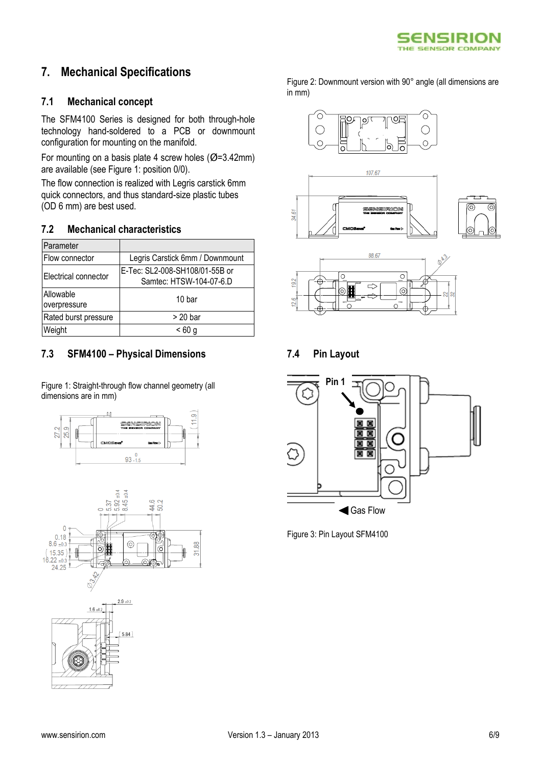# 7. Mechanical Specifications

## 7.1 Mechanical concept

The SFM4100 Series is designed for both through-hole technology hand-soldered to a PCB or downmount configuration for mounting on the manifold.

For mounting on a basis plate 4 screw holes (Ø=3.42mm) are available (see Figure 1: position 0/0).

The flow connection is realized with Legris carstick 6mm quick connectors, and thus standard-size plastic tubes (OD 6 mm) are best used.

## 7.2 Mechanical characteristics

| Parameter | |
|---|---|
| Flow connector | Legris Carstick 6mm / Downmount |
| Electrical connector | E-Tec: SL2-008-SH108/01-55B or Samtec: HTSW-104-07-6.D |
| Allowable overpressure | 10 bar |
| Rated burst pressure | > 20 bar |
| Weight | < 60 g |

## 7.3 SFM4100 – Physical Dimensions

Figure 1: Straight-through flow channel geometry (all dimensions are in mm)

Figure 2: Downmount version with 90° angle (all dimensions are in mm)

## 7.4 Pin Layout

Figure 3: Pin Layout SFM4100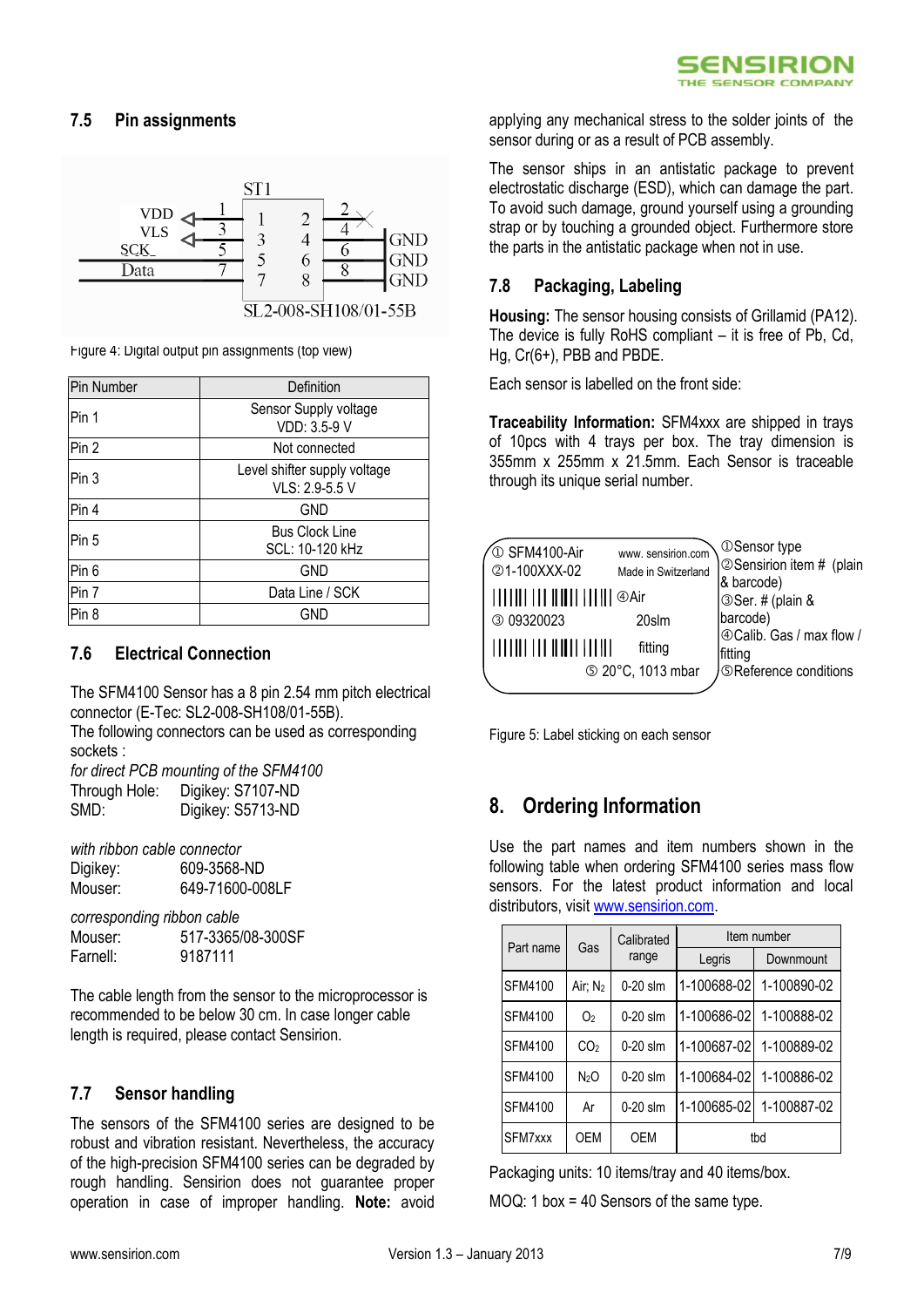### 7.5 Pin assignments

Figure 4: Digital output pin assignments (top view)

| Pin Number | Definition |
|---|---|
| Pin 1 | Sensor Supply voltage VDD: 3.5-9 V |
| Pin 2 | Not connected |
| Pin 3 | Level shifter supply voltage VLS: 2.9-5.5 V |
| Pin 4 | GND |
| Pin 5 | Bus Clock Line SCL: 10-120 kHz |
| Pin 6 | GND |
| Pin 7 | Data Line / SCK |
| Pin 8 | GND |

### 7.6 Electrical Connection

The SFM4100 Sensor has a 8 pin 2.54 mm pitch electrical connector (E-Tec: SL2-008-SH108/01-55B).
The following connectors can be used as corresponding sockets :

*for direct PCB mounting of the SFM4100*
Through Hole: Digikey: S7107-ND
SMD: Digikey: S5713-ND

*with ribbon cable connector*
Digikey: 609-3568-ND
Mouser: 649-71600-008LF

*corresponding ribbon cable*
Mouser: 517-3365/08-300SF
Farnell: 9187111

The cable length from the sensor to the microprocessor is recommended to be below 30 cm. In case longer cable length is required, please contact Sensirion.

### 7.7 Sensor handling

The sensors of the SFM4100 series are designed to be robust and vibration resistant. Nevertheless, the accuracy of the high-precision SFM4100 series can be degraded by rough handling. Sensirion does not guarantee proper operation in case of improper handling. **Note:** avoid applying any mechanical stress to the solder joints of the sensor during or as a result of PCB assembly.

The sensor ships in an antistatic package to prevent electrostatic discharge (ESD), which can damage the part. To avoid such damage, ground yourself using a grounding strap or by touching a grounded object. Furthermore store the parts in the antistatic package when not in use.

### 7.8 Packaging, Labeling

**Housing:** The sensor housing consists of Grillamid (PA12). The device is fully RoHS compliant – it is free of Pb, Cd, Hg, Cr(6+), PBB and PBDE.

Each sensor is labelled on the front side:

**Traceability Information:** SFM4xxx are shipped in trays of 10pcs with 4 trays per box. The tray dimension is 355mm x 255mm x 21.5mm. Each Sensor is traceable through its unique serial number.

① Sensor type
② Sensirion item # (plain & barcode)
③ Ser. # (plain & barcode)
④ Calib. Gas / max flow / fitting
⑤ Reference conditions

Figure 5: Label sticking on each sensor

## 8. Ordering Information

Use the part names and item numbers shown in the following table when ordering SFM4100 series mass flow sensors. For the latest product information and local distributors, visit www.sensirion.com.

| Part name | Gas | Calibrated range | Item number | |
|---|---|---|---|---|
| | | | Legris | Downmount |
| SFM4100 | Air; $N_2$ | 0-20 slm | 1-100688-02 | 1-100890-02 |
| SFM4100 | $O_2$ | 0-20 slm | 1-100686-02 | 1-100888-02 |
| SFM4100 | $CO_2$ | 0-20 slm | 1-100687-02 | 1-100889-02 |
| SFM4100 | $N_2O$ | 0-20 slm | 1-100684-02 | 1-100886-02 |
| SFM4100 | Ar | 0-20 slm | 1-100685-02 | 1-100887-02 |
| SFM7xxx | OEM | OEM | tbd | |

Packaging units: 10 items/tray and 40 items/box.

MOQ: 1 box = 40 Sensors of the same type.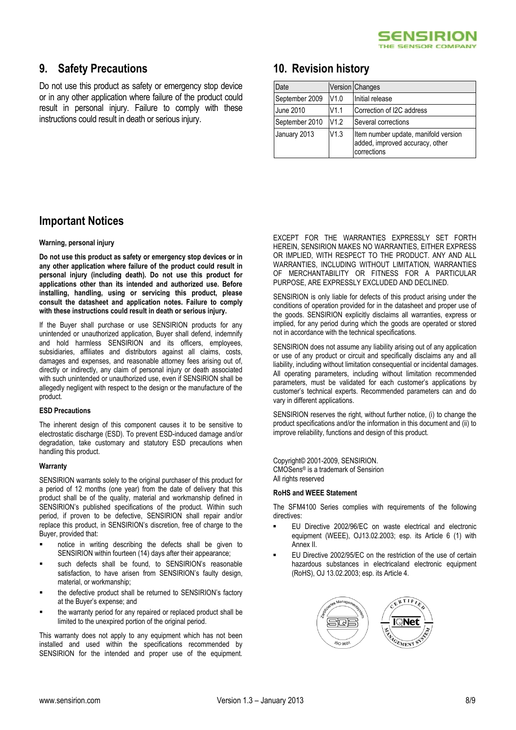## 9. Safety Precautions

Do not use this product as safety or emergency stop device or in any other application where failure of the product could result in personal injury. Failure to comply with these instructions could result in death or serious injury.

## 10. Revision history

| Date | Version | Changes |
|---|---|---|
| September 2009 | V1.0 | Initial release |
| June 2010 | V1.1 | Correction of I2C address |
| September 2010 | V1.2 | Several corrections |
| January 2013 | V1.3 | Item number update, manifold version added, improved accuracy, other corrections |

## Important Notices

**Warning, personal injury**

**Do not use this product as safety or emergency stop devices or in any other application where failure of the product could result in personal injury (including death). Do not use this product for applications other than its intended and authorized use. Before installing, handling, using or servicing this product, please consult the datasheet and application notes. Failure to comply with these instructions could result in death or serious injury.**

If the Buyer shall purchase or use SENSIRION products for any unintended or unauthorized application, Buyer shall defend, indemnify and hold harmless SENSIRION and its officers, employees, subsidiaries, affiliates and distributors against all claims, costs, damages and expenses, and reasonable attorney fees arising out of, directly or indirectly, any claim of personal injury or death associated with such unintended or unauthorized use, even if SENSIRION shall be allegedly negligent with respect to the design or the manufacture of the product.

**ESD Precautions**

The inherent design of this component causes it to be sensitive to electrostatic discharge (ESD). To prevent ESD-induced damage and/or degradation, take customary and statutory ESD precautions when handling this product.

**Warranty**

SENSIRION warrants solely to the original purchaser of this product for a period of 12 months (one year) from the date of delivery that this product shall be of the quality, material and workmanship defined in SENSIRION's published specifications of the product. Within such period, if proven to be defective, SENSIRION shall repair and/or replace this product, in SENSIRION's discretion, free of charge to the Buyer, provided that:

- notice in writing describing the defects shall be given to SENSIRION within fourteen (14) days after their appearance;
- such defects shall be found, to SENSIRION's reasonable satisfaction, to have arisen from SENSIRION's faulty design, material, or workmanship;
- the defective product shall be returned to SENSIRION's factory at the Buyer's expense; and
- the warranty period for any repaired or replaced product shall be limited to the unexpired portion of the original period.

This warranty does not apply to any equipment which has not been installed and used within the specifications recommended by SENSIRION for the intended and proper use of the equipment. EXCEPT FOR THE WARRANTIES EXPRESSLY SET FORTH HEREIN, SENSIRION MAKES NO WARRANTIES, EITHER EXPRESS OR IMPLIED, WITH RESPECT TO THE PRODUCT. ANY AND ALL WARRANTIES, INCLUDING WITHOUT LIMITATION, WARRANTIES OF MERCHANTABILITY OR FITNESS FOR A PARTICULAR PURPOSE, ARE EXPRESSLY EXCLUDED AND DECLINED.

SENSIRION is only liable for defects of this product arising under the conditions of operation provided for in the datasheet and proper use of the goods. SENSIRION explicitly disclaims all warranties, express or implied, for any period during which the goods are operated or stored not in accordance with the technical specifications.

SENSIRION does not assume any liability arising out of any application or use of any product or circuit and specifically disclaims any and all liability, including without limitation consequential or incidental damages. All operating parameters, including without limitation recommended parameters, must be validated for each customer's applications by customer's technical experts. Recommended parameters can and do vary in different applications.

SENSIRION reserves the right, without further notice, (i) to change the product specifications and/or the information in this document and (ii) to improve reliability, functions and design of this product.

Copyright© 2001-2009, SENSIRION.
CMOSens® is a trademark of Sensirion
All rights reserved

**RoHS and WEEE Statement**

The SFM4100 Series complies with requirements of the following directives:

- EU Directive 2002/96/EC on waste electrical and electronic equipment (WEEE), OJ13.02.2003; esp. its Article 6 (1) with Annex II.
- EU Directive 2002/95/EC on the restriction of the use of certain hazardous substances in electricaland electronic equipment (RoHS), OJ 13.02.2003; esp. its Article 4.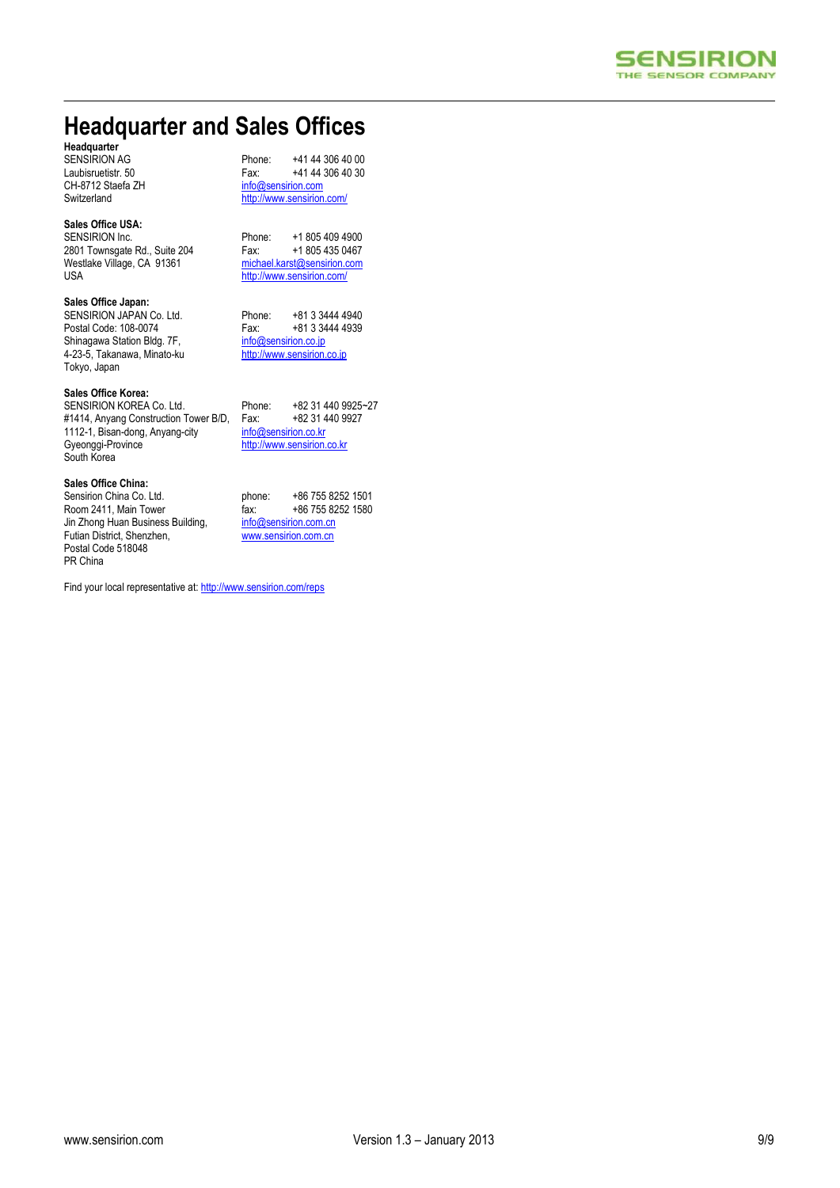# Headquarter and Sales Offices

**Headquarter**

SENSIRION AG
Laubisruetistr. 50
CH-8712 Staefa ZH
Switzerland

Phone: +41 44 306 40 00
Fax: +41 44 306 40 30
info@sensirion.com
http://www.sensirion.com/

**Sales Office USA:**

SENSIRION Inc.
2801 Townsgate Rd., Suite 204
Westlake Village, CA 91361
USA

Phone: +1 805 409 4900
Fax: +1 805 435 0467
michael.karst@sensirion.com
http://www.sensirion.com/

**Sales Office Japan:**

SENSIRION JAPAN Co. Ltd.
Postal Code: 108-0074
Shinagawa Station Bldg. 7F,
4-23-5, Takanawa, Minato-ku
Tokyo, Japan

Phone: +81 3 3444 4940
Fax: +81 3 3444 4939
info@sensirion.co.jp
http://www.sensirion.co.jp

**Sales Office Korea:**

SENSIRION KOREA Co. Ltd.
#1414, Anyang Construction Tower B/D,
1112-1, Bisan-dong, Anyang-city
Gyeonggi-Province
South Korea

Phone: +82 31 440 9925~27
Fax: +82 31 440 9927
info@sensirion.co.kr
http://www.sensirion.co.kr

**Sales Office China:**

Sensirion China Co. Ltd.
Room 2411, Main Tower
Jin Zhong Huan Business Building,
Futian District, Shenzhen,
Postal Code 518048
PR China

phone: +86 755 8252 1501
fax: +86 755 8252 1580
info@sensirion.com.cn
www.sensirion.com.cn

Find your local representative at: http://www.sensirion.com/reps